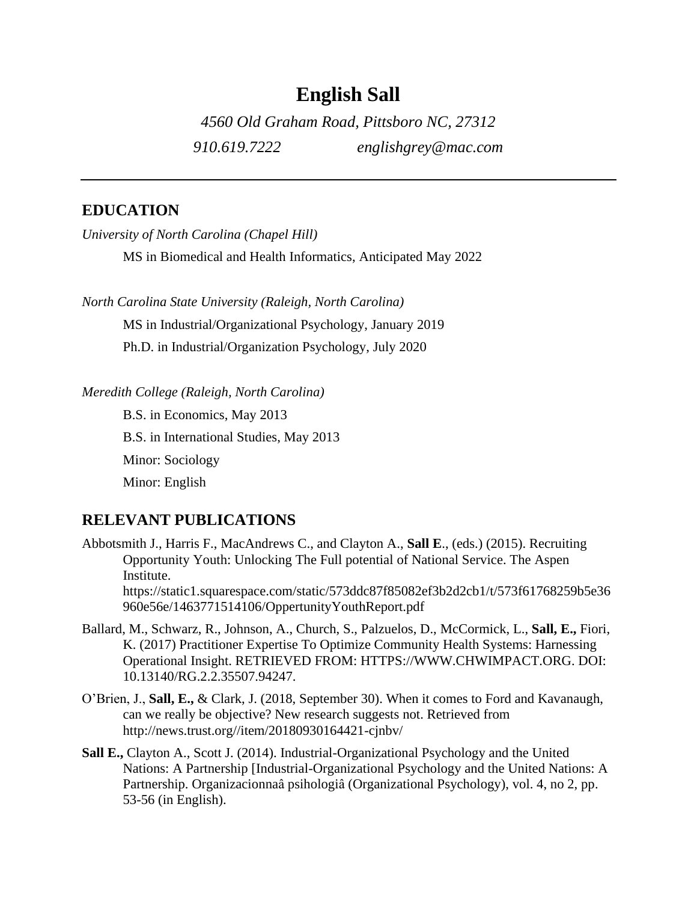# English Sall

*4560 Old Graham Road, Pittsboro NC, 27312*

*910.619.7222* *englishgrey@mac.com*

---

## EDUCATION

*University of North Carolina (Chapel Hill)*

MS in Biomedical and Health Informatics, Anticipated May 2022

*North Carolina State University (Raleigh, North Carolina)*

MS in Industrial/Organizational Psychology, January 2019

Ph.D. in Industrial/Organization Psychology, July 2020

*Meredith College (Raleigh, North Carolina)*

B.S. in Economics, May 2013

B.S. in International Studies, May 2013

Minor: Sociology

Minor: English

## RELEVANT PUBLICATIONS

Abbotsmith J., Harris F., MacAndrews C., and Clayton A., **Sall E**., (eds.) (2015). Recruiting Opportunity Youth: Unlocking The Full potential of National Service. The Aspen Institute. https://static1.squarespace.com/static/573ddc87f85082ef3b2d2cb1/t/573f61768259b5e36960e56e/1463771514106/OppertunityYouthReport.pdf

Ballard, M., Schwarz, R., Johnson, A., Church, S., Palzuelos, D., McCormick, L., **Sall, E.,** Fiori, K. (2017) Practitioner Expertise To Optimize Community Health Systems: Harnessing Operational Insight. RETRIEVED FROM: HTTPS://WWW.CHWIMPACT.ORG. DOI: 10.13140/RG.2.2.35507.94247.

O'Brien, J., **Sall, E.,** & Clark, J. (2018, September 30). When it comes to Ford and Kavanaugh, can we really be objective? New research suggests not. Retrieved from http://news.trust.org//item/20180930164421-cjnbv/

**Sall E.,** Clayton A., Scott J. (2014). Industrial-Organizational Psychology and the United Nations: A Partnership [Industrial-Organizational Psychology and the United Nations: A Partnership. Organizacionnaâ psihologiâ (Organizational Psychology), vol. 4, no 2, pp. 53-56 (in English).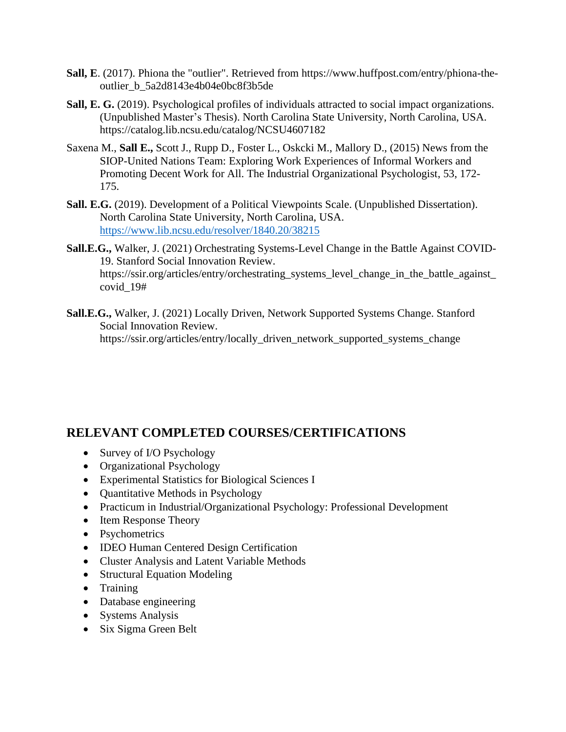**Sall, E**. (2017). Phiona the "outlier". Retrieved from https://www.huffpost.com/entry/phiona-the-outlier_b_5a2d8143e4b04e0bc8f3b5de

**Sall, E. G.** (2019). Psychological profiles of individuals attracted to social impact organizations. (Unpublished Master's Thesis). North Carolina State University, North Carolina, USA. https://catalog.lib.ncsu.edu/catalog/NCSU4607182

Saxena M., **Sall E.,** Scott J., Rupp D., Foster L., Oskcki M., Mallory D., (2015) News from the SIOP-United Nations Team: Exploring Work Experiences of Informal Workers and Promoting Decent Work for All. The Industrial Organizational Psychologist, 53, 172-175.

**Sall. E.G.** (2019). Development of a Political Viewpoints Scale. (Unpublished Dissertation). North Carolina State University, North Carolina, USA. https://www.lib.ncsu.edu/resolver/1840.20/38215

**Sall.E.G.,** Walker, J. (2021) Orchestrating Systems-Level Change in the Battle Against COVID-19. Stanford Social Innovation Review. https://ssir.org/articles/entry/orchestrating_systems_level_change_in_the_battle_against_covid_19#

**Sall.E.G.,** Walker, J. (2021) Locally Driven, Network Supported Systems Change. Stanford Social Innovation Review. https://ssir.org/articles/entry/locally_driven_network_supported_systems_change

## RELEVANT COMPLETED COURSES/CERTIFICATIONS

- Survey of I/O Psychology
- Organizational Psychology
- Experimental Statistics for Biological Sciences I
- Quantitative Methods in Psychology
- Practicum in Industrial/Organizational Psychology: Professional Development
- Item Response Theory
- Psychometrics
- IDEO Human Centered Design Certification
- Cluster Analysis and Latent Variable Methods
- Structural Equation Modeling
- Training
- Database engineering
- Systems Analysis
- Six Sigma Green Belt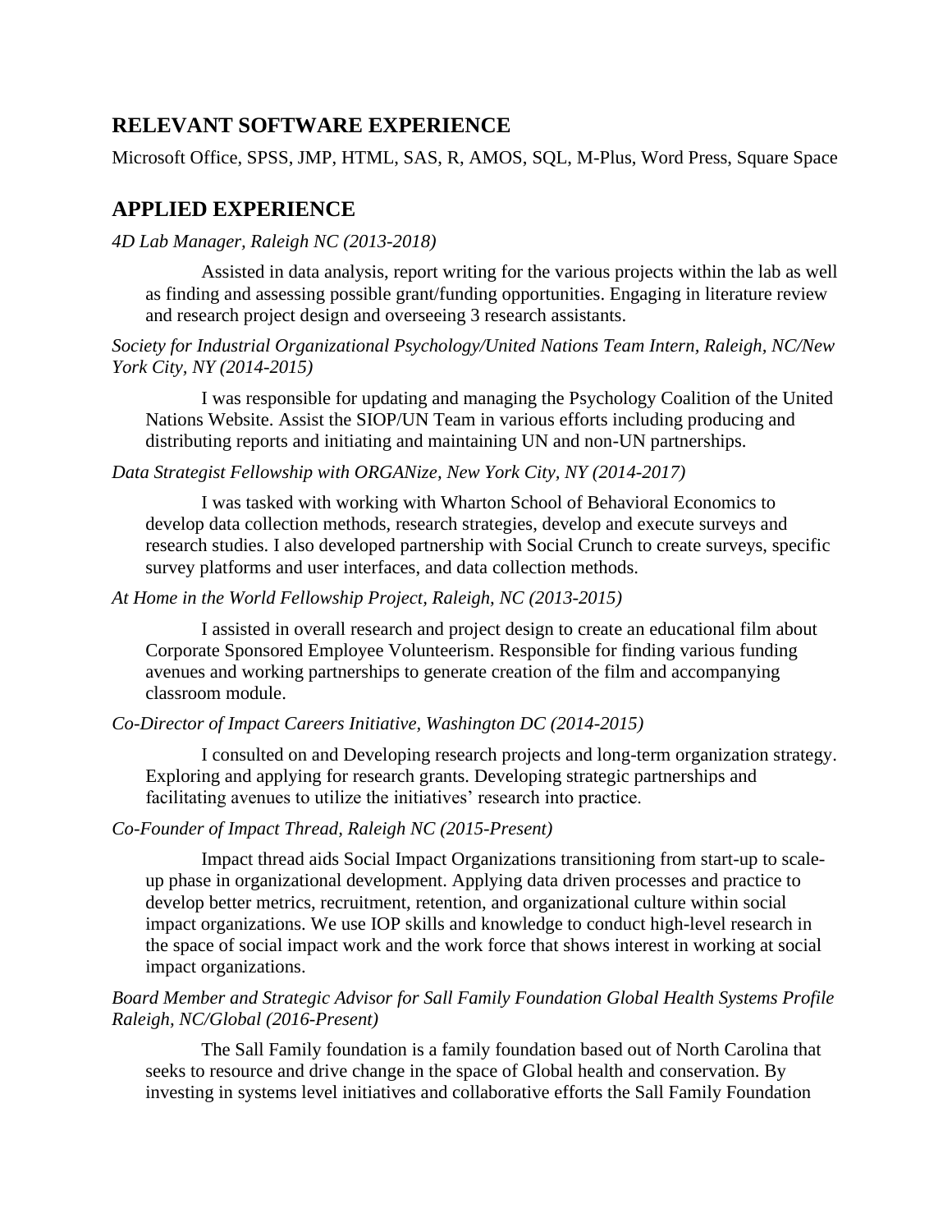## RELEVANT SOFTWARE EXPERIENCE

Microsoft Office, SPSS, JMP, HTML, SAS, R, AMOS, SQL, M-Plus, Word Press, Square Space

## APPLIED EXPERIENCE

*4D Lab Manager, Raleigh NC (2013-2018)*

Assisted in data analysis, report writing for the various projects within the lab as well as finding and assessing possible grant/funding opportunities. Engaging in literature review and research project design and overseeing 3 research assistants.

*Society for Industrial Organizational Psychology/United Nations Team Intern, Raleigh, NC/New York City, NY (2014-2015)*

I was responsible for updating and managing the Psychology Coalition of the United Nations Website. Assist the SIOP/UN Team in various efforts including producing and distributing reports and initiating and maintaining UN and non-UN partnerships.

*Data Strategist Fellowship with ORGANize, New York City, NY (2014-2017)*

I was tasked with working with Wharton School of Behavioral Economics to develop data collection methods, research strategies, develop and execute surveys and research studies. I also developed partnership with Social Crunch to create surveys, specific survey platforms and user interfaces, and data collection methods.

*At Home in the World Fellowship Project, Raleigh, NC (2013-2015)*

I assisted in overall research and project design to create an educational film about Corporate Sponsored Employee Volunteerism. Responsible for finding various funding avenues and working partnerships to generate creation of the film and accompanying classroom module.

*Co-Director of Impact Careers Initiative, Washington DC (2014-2015)*

I consulted on and Developing research projects and long-term organization strategy. Exploring and applying for research grants. Developing strategic partnerships and facilitating avenues to utilize the initiatives' research into practice.

*Co-Founder of Impact Thread, Raleigh NC (2015-Present)*

Impact thread aids Social Impact Organizations transitioning from start-up to scale-up phase in organizational development. Applying data driven processes and practice to develop better metrics, recruitment, retention, and organizational culture within social impact organizations. We use IOP skills and knowledge to conduct high-level research in the space of social impact work and the work force that shows interest in working at social impact organizations.

*Board Member and Strategic Advisor for Sall Family Foundation Global Health Systems Profile Raleigh, NC/Global (2016-Present)*

The Sall Family foundation is a family foundation based out of North Carolina that seeks to resource and drive change in the space of Global health and conservation. By investing in systems level initiatives and collaborative efforts the Sall Family Foundation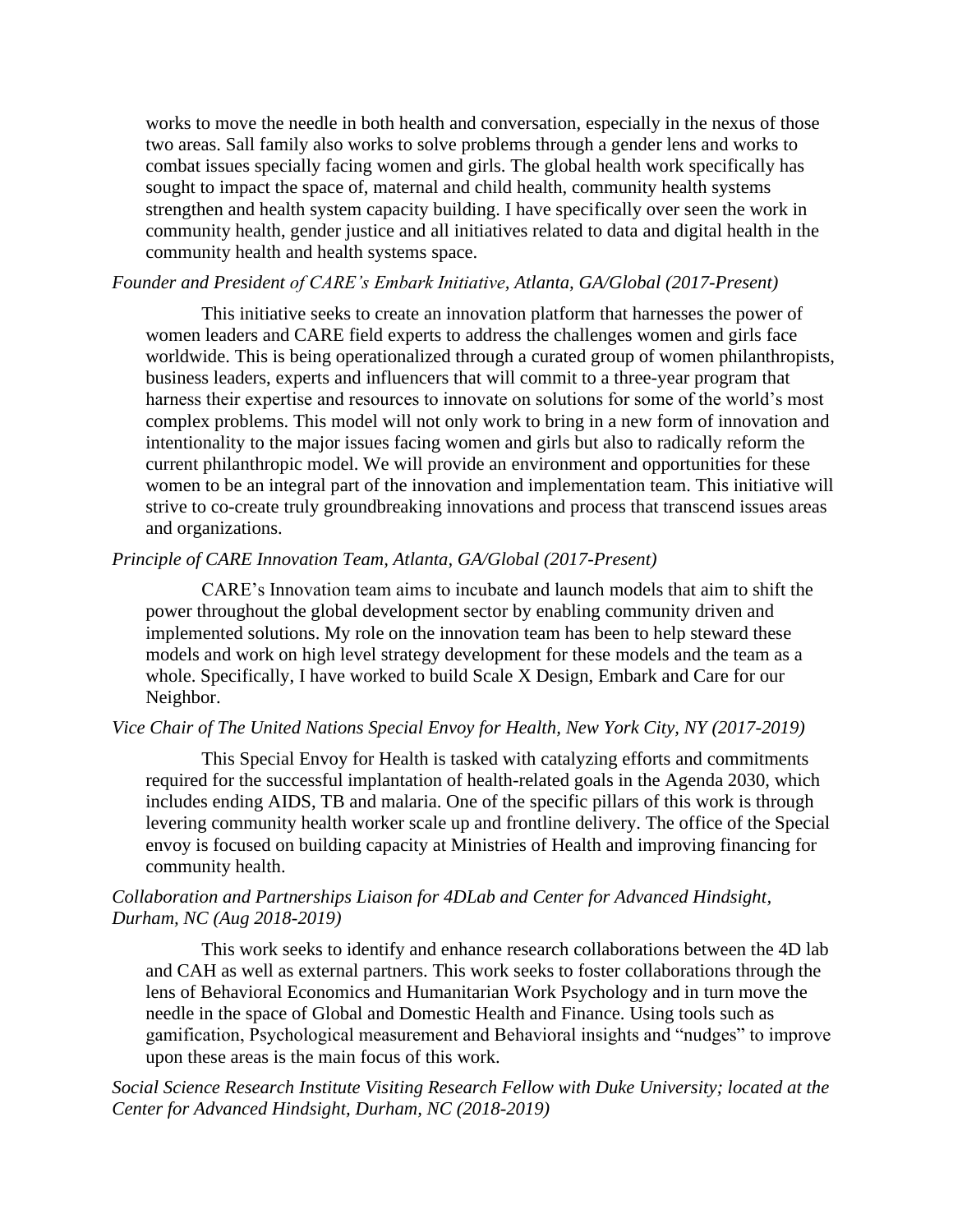works to move the needle in both health and conversation, especially in the nexus of those two areas. Sall family also works to solve problems through a gender lens and works to combat issues specially facing women and girls. The global health work specifically has sought to impact the space of, maternal and child health, community health systems strengthen and health system capacity building. I have specifically over seen the work in community health, gender justice and all initiatives related to data and digital health in the community health and health systems space.

*Founder and President of CARE's Embark Initiative, Atlanta, GA/Global (2017-Present)*

This initiative seeks to create an innovation platform that harnesses the power of women leaders and CARE field experts to address the challenges women and girls face worldwide. This is being operationalized through a curated group of women philanthropists, business leaders, experts and influencers that will commit to a three-year program that harness their expertise and resources to innovate on solutions for some of the world's most complex problems. This model will not only work to bring in a new form of innovation and intentionality to the major issues facing women and girls but also to radically reform the current philanthropic model. We will provide an environment and opportunities for these women to be an integral part of the innovation and implementation team. This initiative will strive to co-create truly groundbreaking innovations and process that transcend issues areas and organizations.

*Principle of CARE Innovation Team, Atlanta, GA/Global (2017-Present)*

CARE's Innovation team aims to incubate and launch models that aim to shift the power throughout the global development sector by enabling community driven and implemented solutions. My role on the innovation team has been to help steward these models and work on high level strategy development for these models and the team as a whole. Specifically, I have worked to build Scale X Design, Embark and Care for our Neighbor.

*Vice Chair of The United Nations Special Envoy for Health, New York City, NY (2017-2019)*

This Special Envoy for Health is tasked with catalyzing efforts and commitments required for the successful implantation of health-related goals in the Agenda 2030, which includes ending AIDS, TB and malaria. One of the specific pillars of this work is through levering community health worker scale up and frontline delivery. The office of the Special envoy is focused on building capacity at Ministries of Health and improving financing for community health.

*Collaboration and Partnerships Liaison for 4DLab and Center for Advanced Hindsight, Durham, NC (Aug 2018-2019)*

This work seeks to identify and enhance research collaborations between the 4D lab and CAH as well as external partners. This work seeks to foster collaborations through the lens of Behavioral Economics and Humanitarian Work Psychology and in turn move the needle in the space of Global and Domestic Health and Finance. Using tools such as gamification, Psychological measurement and Behavioral insights and "nudges" to improve upon these areas is the main focus of this work.

*Social Science Research Institute Visiting Research Fellow with Duke University; located at the Center for Advanced Hindsight, Durham, NC (2018-2019)*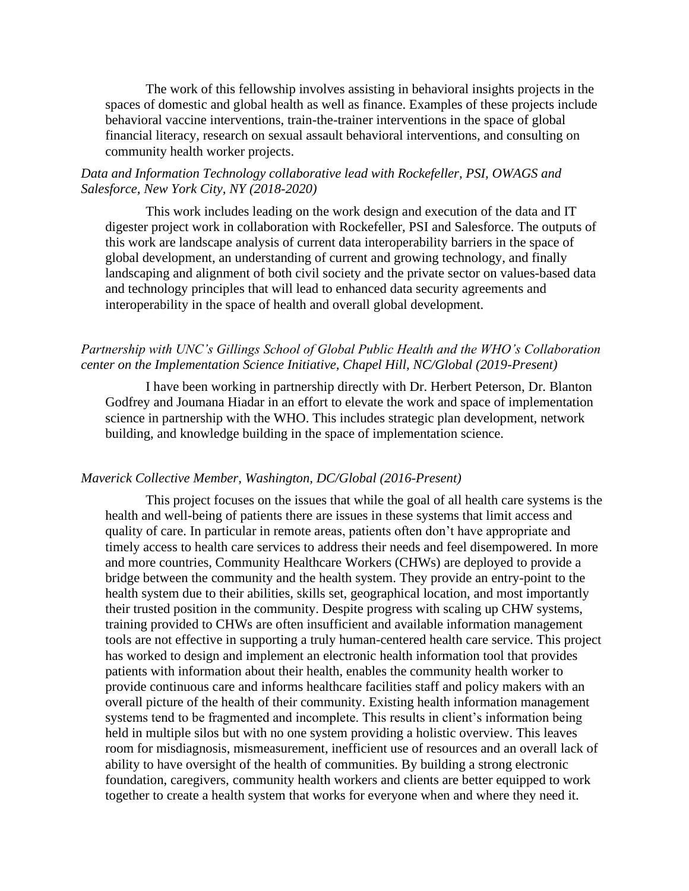The work of this fellowship involves assisting in behavioral insights projects in the spaces of domestic and global health as well as finance. Examples of these projects include behavioral vaccine interventions, train-the-trainer interventions in the space of global financial literacy, research on sexual assault behavioral interventions, and consulting on community health worker projects.

*Data and Information Technology collaborative lead with Rockefeller, PSI, OWAGS and Salesforce, New York City, NY (2018-2020)*

This work includes leading on the work design and execution of the data and IT digester project work in collaboration with Rockefeller, PSI and Salesforce. The outputs of this work are landscape analysis of current data interoperability barriers in the space of global development, an understanding of current and growing technology, and finally landscaping and alignment of both civil society and the private sector on values-based data and technology principles that will lead to enhanced data security agreements and interoperability in the space of health and overall global development.

*Partnership with UNC's Gillings School of Global Public Health and the WHO's Collaboration center on the Implementation Science Initiative, Chapel Hill, NC/Global (2019-Present)*

I have been working in partnership directly with Dr. Herbert Peterson, Dr. Blanton Godfrey and Joumana Hiadar in an effort to elevate the work and space of implementation science in partnership with the WHO. This includes strategic plan development, network building, and knowledge building in the space of implementation science.

*Maverick Collective Member, Washington, DC/Global (2016-Present)*

This project focuses on the issues that while the goal of all health care systems is the health and well-being of patients there are issues in these systems that limit access and quality of care. In particular in remote areas, patients often don't have appropriate and timely access to health care services to address their needs and feel disempowered. In more and more countries, Community Healthcare Workers (CHWs) are deployed to provide a bridge between the community and the health system. They provide an entry-point to the health system due to their abilities, skills set, geographical location, and most importantly their trusted position in the community. Despite progress with scaling up CHW systems, training provided to CHWs are often insufficient and available information management tools are not effective in supporting a truly human-centered health care service. This project has worked to design and implement an electronic health information tool that provides patients with information about their health, enables the community health worker to provide continuous care and informs healthcare facilities staff and policy makers with an overall picture of the health of their community. Existing health information management systems tend to be fragmented and incomplete. This results in client's information being held in multiple silos but with no one system providing a holistic overview. This leaves room for misdiagnosis, mismeasurement, inefficient use of resources and an overall lack of ability to have oversight of the health of communities. By building a strong electronic foundation, caregivers, community health workers and clients are better equipped to work together to create a health system that works for everyone when and where they need it.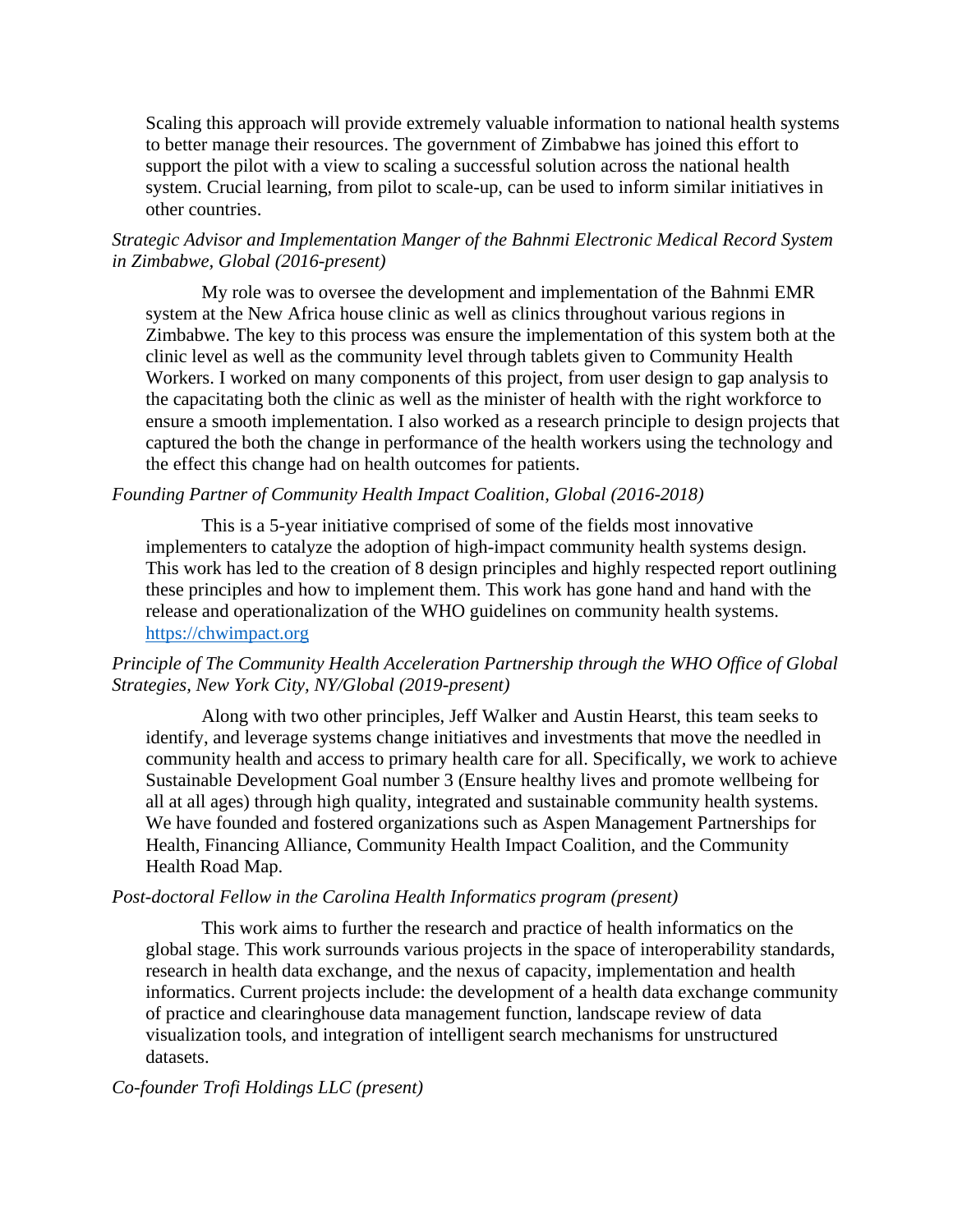Scaling this approach will provide extremely valuable information to national health systems to better manage their resources. The government of Zimbabwe has joined this effort to support the pilot with a view to scaling a successful solution across the national health system. Crucial learning, from pilot to scale-up, can be used to inform similar initiatives in other countries.

*Strategic Advisor and Implementation Manger of the Bahnmi Electronic Medical Record System in Zimbabwe, Global (2016-present)*

My role was to oversee the development and implementation of the Bahnmi EMR system at the New Africa house clinic as well as clinics throughout various regions in Zimbabwe. The key to this process was ensure the implementation of this system both at the clinic level as well as the community level through tablets given to Community Health Workers. I worked on many components of this project, from user design to gap analysis to the capacitating both the clinic as well as the minister of health with the right workforce to ensure a smooth implementation. I also worked as a research principle to design projects that captured the both the change in performance of the health workers using the technology and the effect this change had on health outcomes for patients.

*Founding Partner of Community Health Impact Coalition, Global (2016-2018)*

This is a 5-year initiative comprised of some of the fields most innovative implementers to catalyze the adoption of high-impact community health systems design. This work has led to the creation of 8 design principles and highly respected report outlining these principles and how to implement them. This work has gone hand and hand with the release and operationalization of the WHO guidelines on community health systems. [https://chwimpact.org](https://chwimpact.org)

*Principle of The Community Health Acceleration Partnership through the WHO Office of Global Strategies, New York City, NY/Global (2019-present)*

Along with two other principles, Jeff Walker and Austin Hearst, this team seeks to identify, and leverage systems change initiatives and investments that move the needled in community health and access to primary health care for all. Specifically, we work to achieve Sustainable Development Goal number 3 (Ensure healthy lives and promote wellbeing for all at all ages) through high quality, integrated and sustainable community health systems. We have founded and fostered organizations such as Aspen Management Partnerships for Health, Financing Alliance, Community Health Impact Coalition, and the Community Health Road Map.

*Post-doctoral Fellow in the Carolina Health Informatics program (present)*

This work aims to further the research and practice of health informatics on the global stage. This work surrounds various projects in the space of interoperability standards, research in health data exchange, and the nexus of capacity, implementation and health informatics. Current projects include: the development of a health data exchange community of practice and clearinghouse data management function, landscape review of data visualization tools, and integration of intelligent search mechanisms for unstructured datasets.

*Co-founder Trofi Holdings LLC (present)*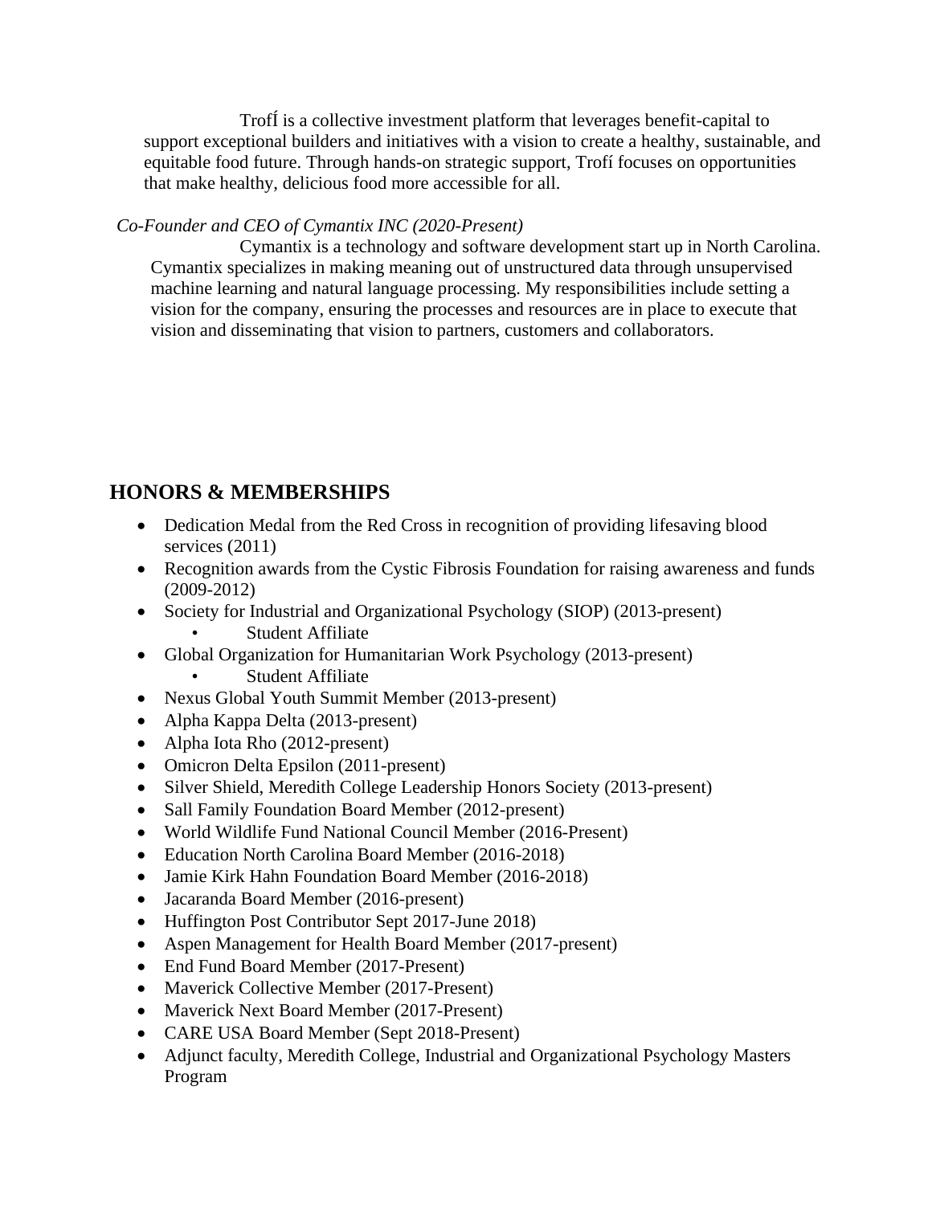TrofÍ is a collective investment platform that leverages benefit-capital to support exceptional builders and initiatives with a vision to create a healthy, sustainable, and equitable food future. Through hands-on strategic support, Trofí focuses on opportunities that make healthy, delicious food more accessible for all.

*Co-Founder and CEO of Cymantix INC (2020-Present)*

Cymantix is a technology and software development start up in North Carolina. Cymantix specializes in making meaning out of unstructured data through unsupervised machine learning and natural language processing. My responsibilities include setting a vision for the company, ensuring the processes and resources are in place to execute that vision and disseminating that vision to partners, customers and collaborators.

## HONORS & MEMBERSHIPS

- Dedication Medal from the Red Cross in recognition of providing lifesaving blood services (2011)
- Recognition awards from the Cystic Fibrosis Foundation for raising awareness and funds (2009-2012)
- Society for Industrial and Organizational Psychology (SIOP) (2013-present)
  - Student Affiliate
- Global Organization for Humanitarian Work Psychology (2013-present)
  - Student Affiliate
- Nexus Global Youth Summit Member (2013-present)
- Alpha Kappa Delta (2013-present)
- Alpha Iota Rho (2012-present)
- Omicron Delta Epsilon (2011-present)
- Silver Shield, Meredith College Leadership Honors Society (2013-present)
- Sall Family Foundation Board Member (2012-present)
- World Wildlife Fund National Council Member (2016-Present)
- Education North Carolina Board Member (2016-2018)
- Jamie Kirk Hahn Foundation Board Member (2016-2018)
- Jacaranda Board Member (2016-present)
- Huffington Post Contributor Sept 2017-June 2018)
- Aspen Management for Health Board Member (2017-present)
- End Fund Board Member (2017-Present)
- Maverick Collective Member (2017-Present)
- Maverick Next Board Member (2017-Present)
- CARE USA Board Member (Sept 2018-Present)
- Adjunct faculty, Meredith College, Industrial and Organizational Psychology Masters Program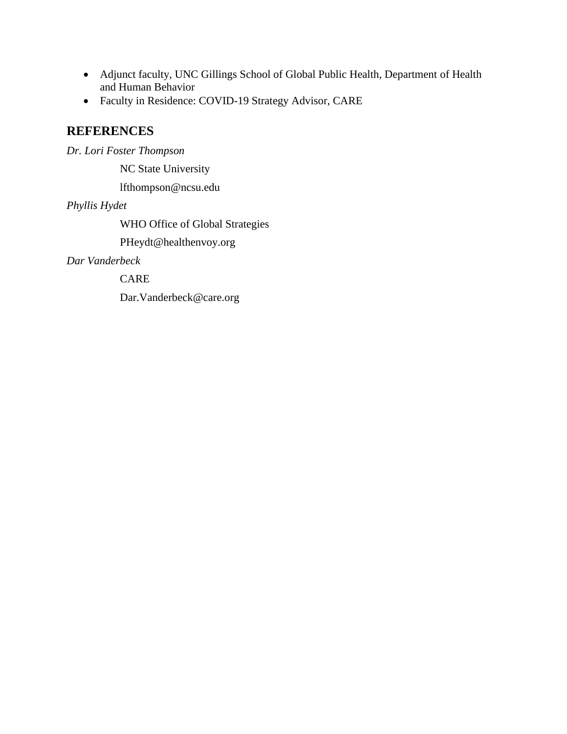- Adjunct faculty, UNC Gillings School of Global Public Health, Department of Health and Human Behavior
- Faculty in Residence: COVID-19 Strategy Advisor, CARE

## REFERENCES

*Dr. Lori Foster Thompson*

NC State University

lfthompson@ncsu.edu

*Phyllis Hydet*

WHO Office of Global Strategies

PHeydt@healthenvoy.org

*Dar Vanderbeck*

CARE

Dar.Vanderbeck@care.org